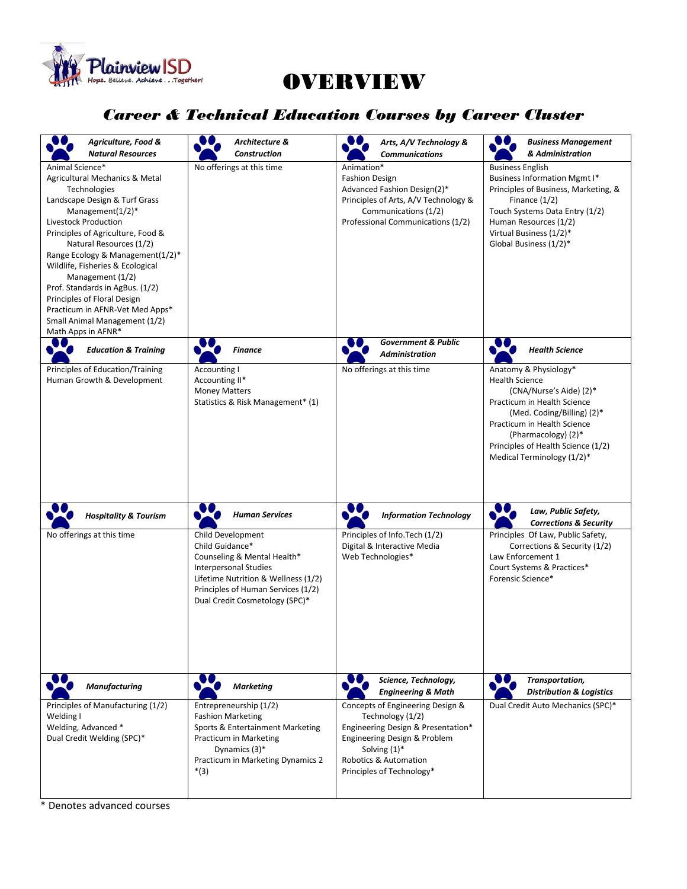# OVERVIEW

## Career & Technical Education Courses by Career Cluster

| Agriculture, Food & Natural Resources | Architecture & Construction | Arts, A/V Technology & Communications | Business Management & Administration |
|---|---|---|---|
| Animal Science*<br>Agricultural Mechanics & Metal Technologies<br>Landscape Design & Turf Grass Management(1/2)*<br>Livestock Production<br>Principles of Agriculture, Food & Natural Resources (1/2)<br>Range Ecology & Management(1/2)*<br>Wildlife, Fisheries & Ecological Management (1/2)<br>Prof. Standards in AgBus. (1/2)<br>Principles of Floral Design<br>Practicum in AFNR-Vet Med Apps*<br>Small Animal Management (1/2)<br>Math Apps in AFNR* | No offerings at this time | Animation*<br>Fashion Design<br>Advanced Fashion Design(2)*<br>Principles of Arts, A/V Technology & Communications (1/2)<br>Professional Communications (1/2) | Business English<br>Business Information Mgmt I*<br>Principles of Business, Marketing, & Finance (1/2)<br>Touch Systems Data Entry (1/2)<br>Human Resources (1/2)<br>Virtual Business (1/2)*<br>Global Business (1/2)* |
| **Education & Training** | **Finance** | **Government & Public Administration** | **Health Science** |
| Principles of Education/Training<br>Human Growth & Development | Accounting I<br>Accounting II*<br>Money Matters<br>Statistics & Risk Management* (1) | No offerings at this time | Anatomy & Physiology*<br>Health Science (CNA/Nurse's Aide) (2)*<br>Practicum in Health Science (Med. Coding/Billing) (2)*<br>Practicum in Health Science (Pharmacology) (2)*<br>Principles of Health Science (1/2)<br>Medical Terminology (1/2)* |
| **Hospitality & Tourism** | **Human Services** | **Information Technology** | **Law, Public Safety, Corrections & Security** |
| No offerings at this time | Child Development<br>Child Guidance*<br>Counseling & Mental Health*<br>Interpersonal Studies<br>Lifetime Nutrition & Wellness (1/2)<br>Principles of Human Services (1/2)<br>Dual Credit Cosmetology (SPC)* | Principles of Info.Tech (1/2)<br>Digital & Interactive Media<br>Web Technologies* | Principles Of Law, Public Safety, Corrections & Security (1/2)<br>Law Enforcement 1<br>Court Systems & Practices*<br>Forensic Science* |
| **Manufacturing** | **Marketing** | **Science, Technology, Engineering & Math** | **Transportation, Distribution & Logistics** |
| Principles of Manufacturing (1/2)<br>Welding I<br>Welding, Advanced *<br>Dual Credit Welding (SPC)* | Entrepreneurship (1/2)<br>Fashion Marketing<br>Sports & Entertainment Marketing<br>Practicum in Marketing Dynamics (3)*<br>Practicum in Marketing Dynamics 2 *(3) | Concepts of Engineering Design & Technology (1/2)<br>Engineering Design & Presentation*<br>Engineering Design & Problem Solving (1)*<br>Robotics & Automation<br>Principles of Technology* | Dual Credit Auto Mechanics (SPC)* |

\* Denotes advanced courses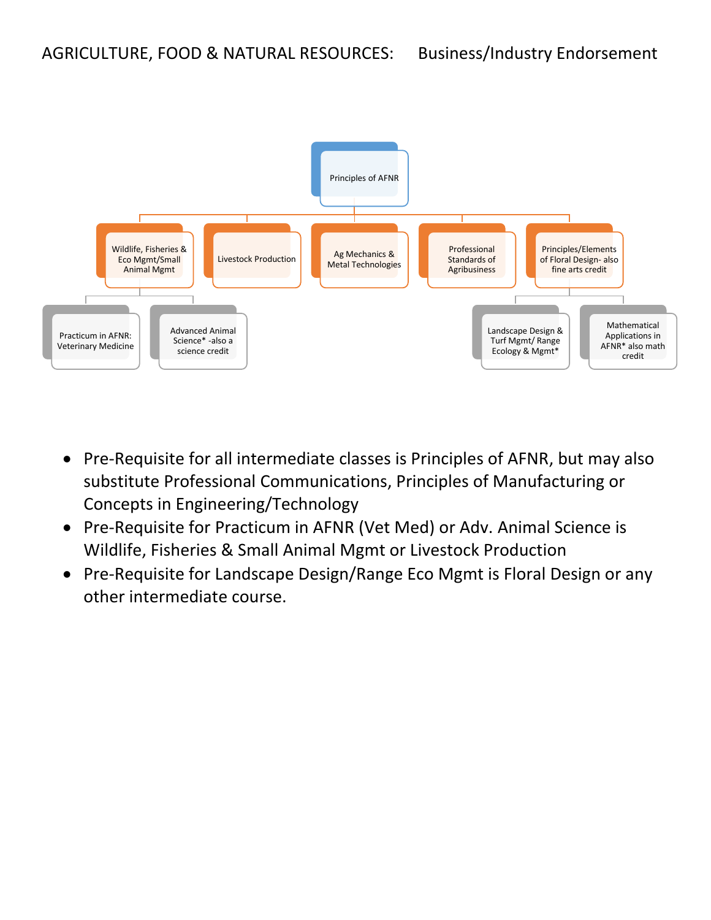AGRICULTURE, FOOD & NATURAL RESOURCES: Business/Industry Endorsement

- Principles of AFNR
  - Wildlife, Fisheries & Eco Mgmt/Small Animal Mgmt
    - Practicum in AFNR: Veterinary Medicine
    - Advanced Animal Science* -also a science credit
  - Livestock Production
  - Ag Mechanics & Metal Technologies
  - Professional Standards of Agribusiness
  - Principles/Elements of Floral Design- also fine arts credit
    - Landscape Design & Turf Mgmt/ Range Ecology & Mgmt*
    - Mathematical Applications in AFNR* also math credit

- Pre-Requisite for all intermediate classes is Principles of AFNR, but may also substitute Professional Communications, Principles of Manufacturing or Concepts in Engineering/Technology
- Pre-Requisite for Practicum in AFNR (Vet Med) or Adv. Animal Science is Wildlife, Fisheries & Small Animal Mgmt or Livestock Production
- Pre-Requisite for Landscape Design/Range Eco Mgmt is Floral Design or any other intermediate course.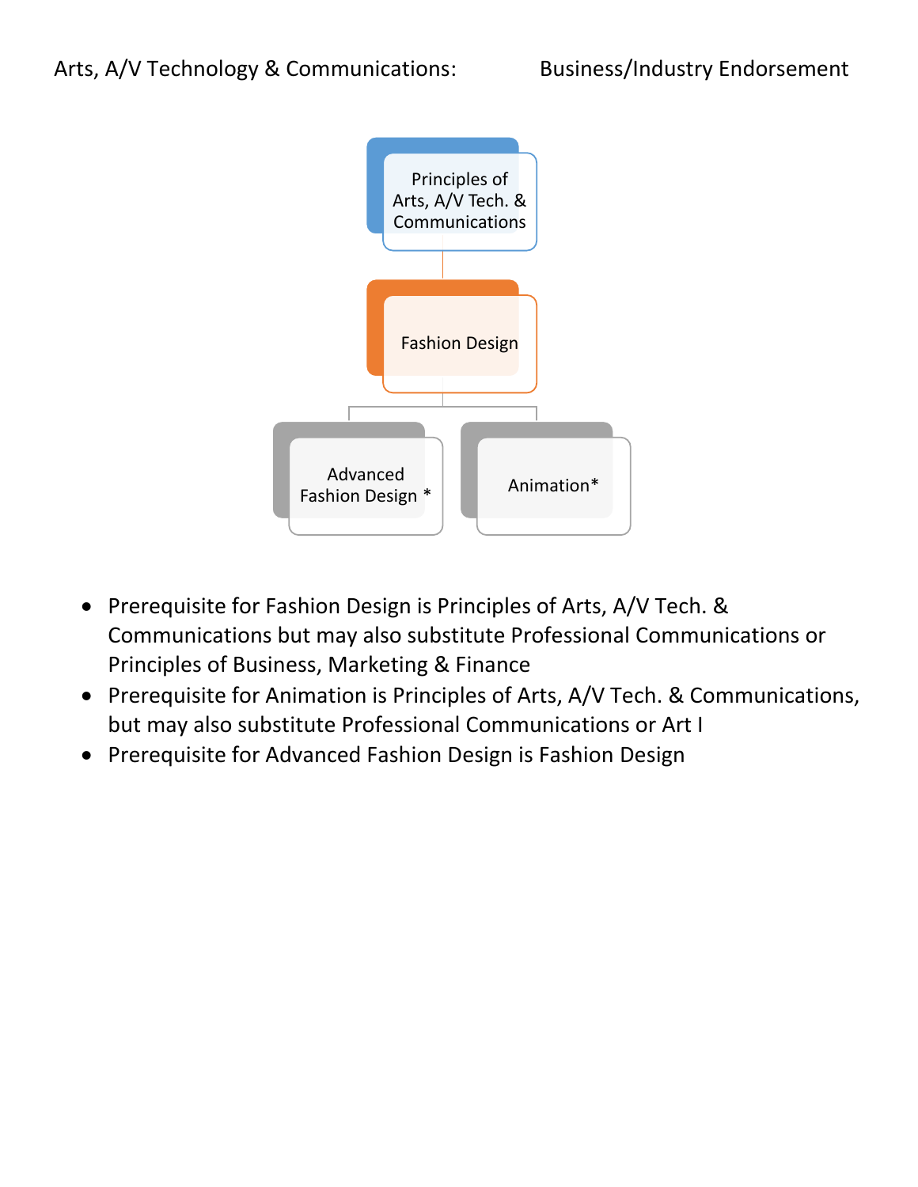Arts, A/V Technology & Communications: Business/Industry Endorsement

Principles of Arts, A/V Tech. & Communications

Fashion Design

Advanced Fashion Design *

Animation*

- Prerequisite for Fashion Design is Principles of Arts, A/V Tech. & Communications but may also substitute Professional Communications or Principles of Business, Marketing & Finance
- Prerequisite for Animation is Principles of Arts, A/V Tech. & Communications, but may also substitute Professional Communications or Art I
- Prerequisite for Advanced Fashion Design is Fashion Design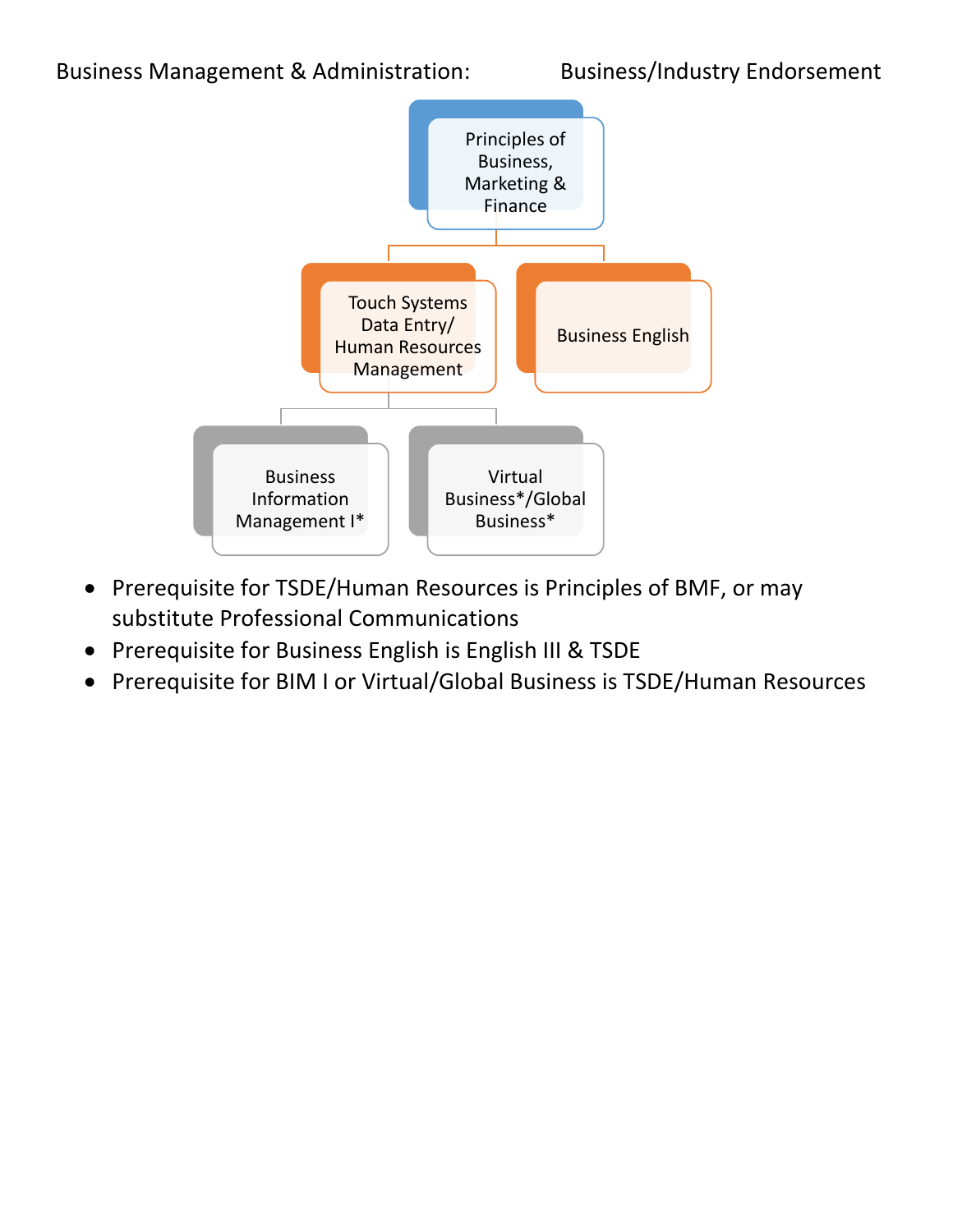Business Management & Administration: Business/Industry Endorsement

Principles of Business, Marketing & Finance

Touch Systems Data Entry/ Human Resources Management

Business English

Business Information Management I*

Virtual Business*/Global Business*

- Prerequisite for TSDE/Human Resources is Principles of BMF, or may substitute Professional Communications
- Prerequisite for Business English is English III & TSDE
- Prerequisite for BIM I or Virtual/Global Business is TSDE/Human Resources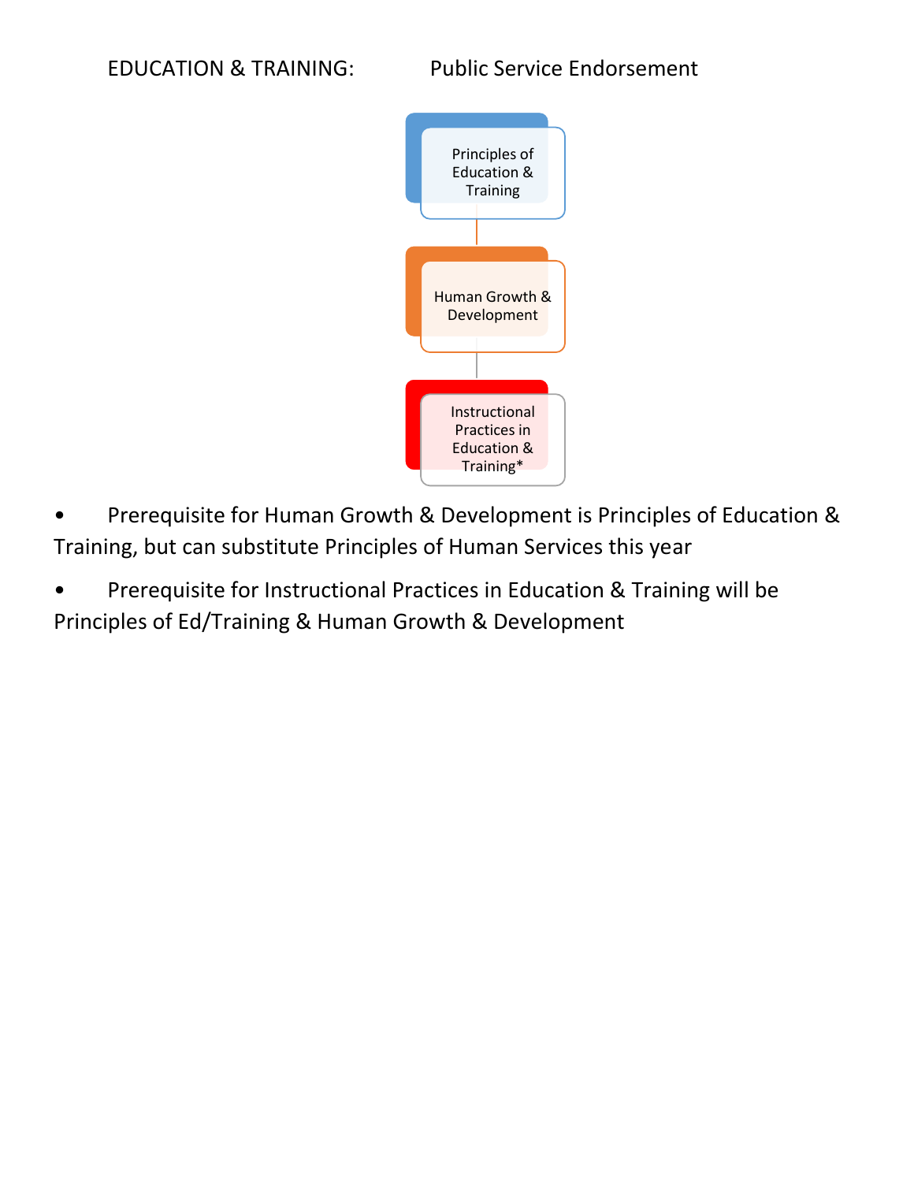EDUCATION & TRAINING: Public Service Endorsement

Principles of Education & Training

Human Growth & Development

Instructional Practices in Education & Training*

- Prerequisite for Human Growth & Development is Principles of Education & Training, but can substitute Principles of Human Services this year
- Prerequisite for Instructional Practices in Education & Training will be Principles of Ed/Training & Human Growth & Development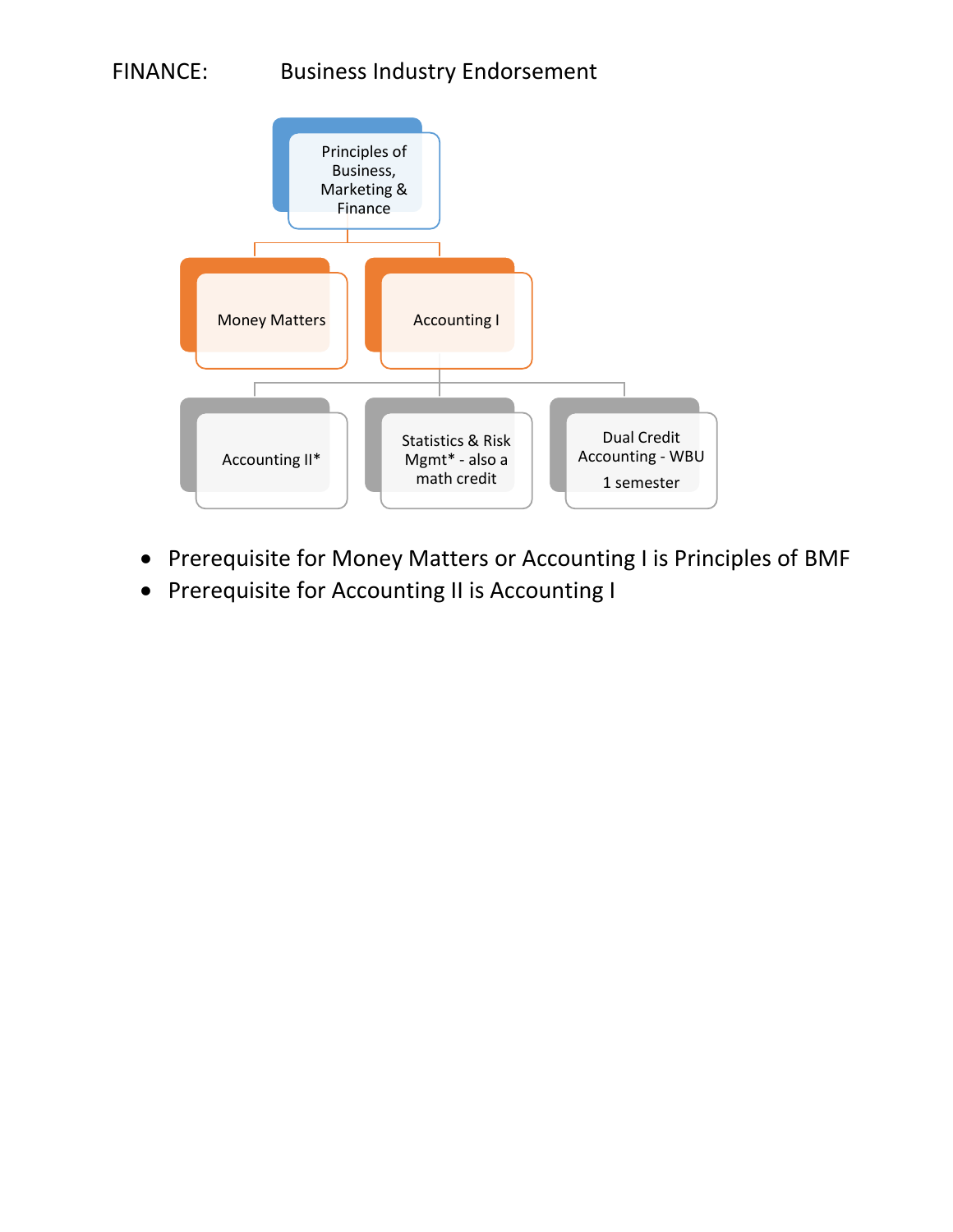# FINANCE: Business Industry Endorsement

- Principles of Business, Marketing & Finance
  - Money Matters
  - Accounting I
    - Accounting II*
    - Statistics & Risk Mgmt* - also a math credit
    - Dual Credit Accounting - WBU 1 semester

- Prerequisite for Money Matters or Accounting I is Principles of BMF
- Prerequisite for Accounting II is Accounting I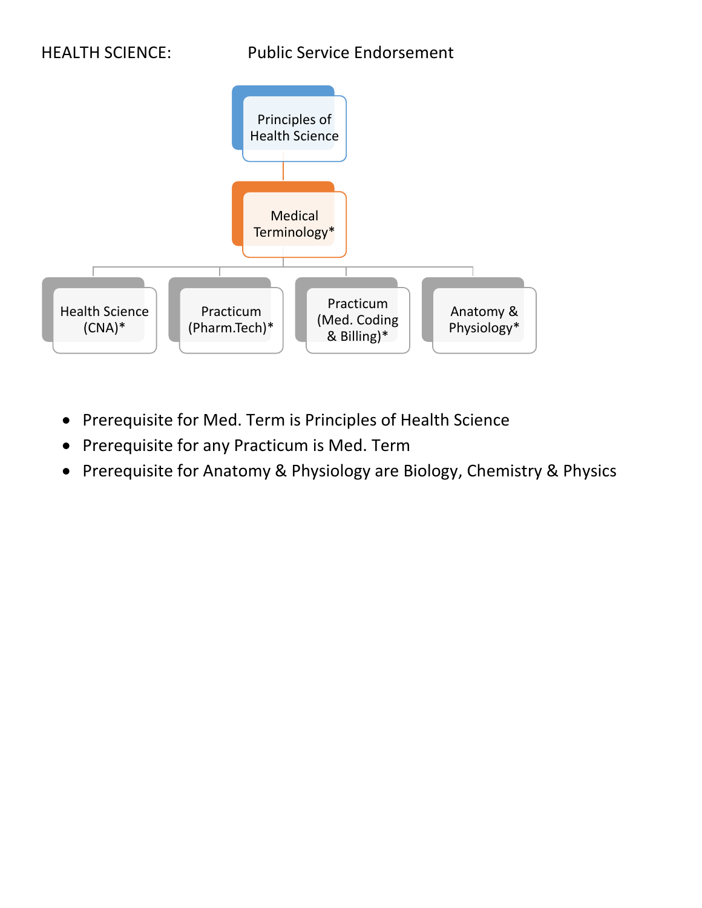HEALTH SCIENCE: Public Service Endorsement

Principles of Health Science

Medical Terminology*

Health Science (CNA)*

Practicum (Pharm.Tech)*

Practicum (Med. Coding & Billing)*

Anatomy & Physiology*

- Prerequisite for Med. Term is Principles of Health Science
- Prerequisite for any Practicum is Med. Term
- Prerequisite for Anatomy & Physiology are Biology, Chemistry & Physics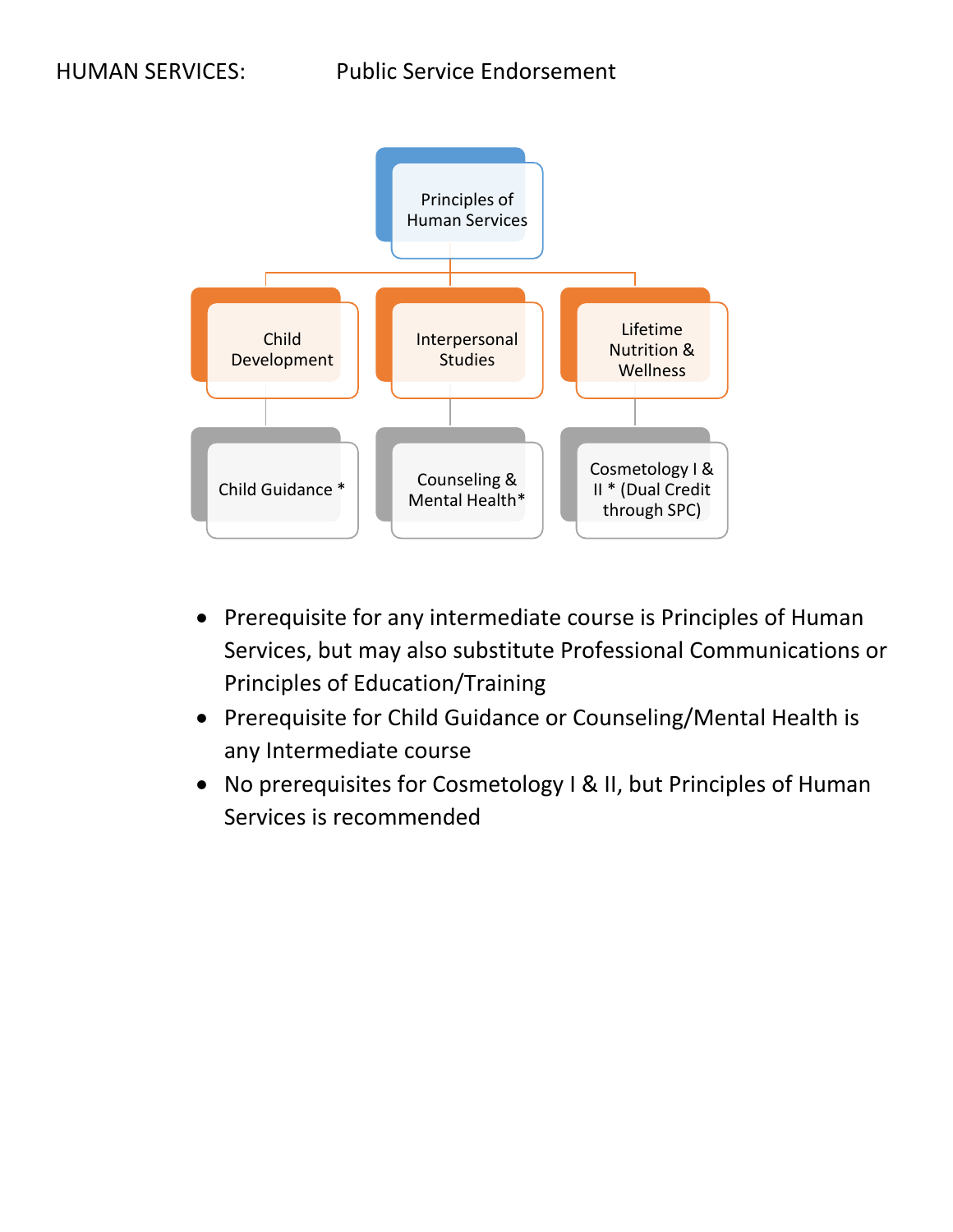HUMAN SERVICES: Public Service Endorsement

Principles of Human Services

| Child Development | Interpersonal Studies | Lifetime Nutrition & Wellness |
|---|---|---|
| Child Guidance * | Counseling & Mental Health* | Cosmetology I & II * (Dual Credit through SPC) |

- Prerequisite for any intermediate course is Principles of Human Services, but may also substitute Professional Communications or Principles of Education/Training
- Prerequisite for Child Guidance or Counseling/Mental Health is any Intermediate course
- No prerequisites for Cosmetology I & II, but Principles of Human Services is recommended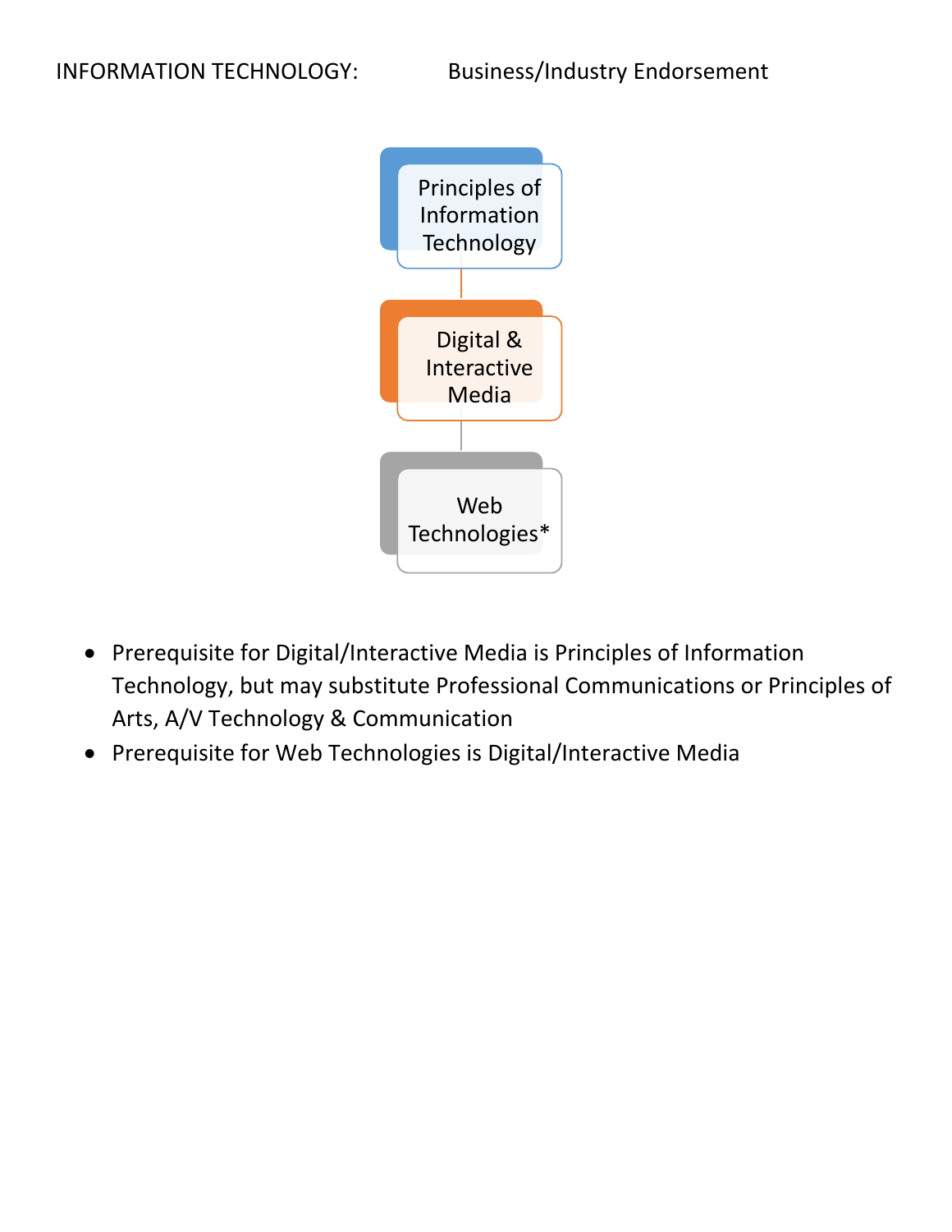INFORMATION TECHNOLOGY: Business/Industry Endorsement

Principles of Information Technology

Digital & Interactive Media

Web Technologies*

- Prerequisite for Digital/Interactive Media is Principles of Information Technology, but may substitute Professional Communications or Principles of Arts, A/V Technology & Communication
- Prerequisite for Web Technologies is Digital/Interactive Media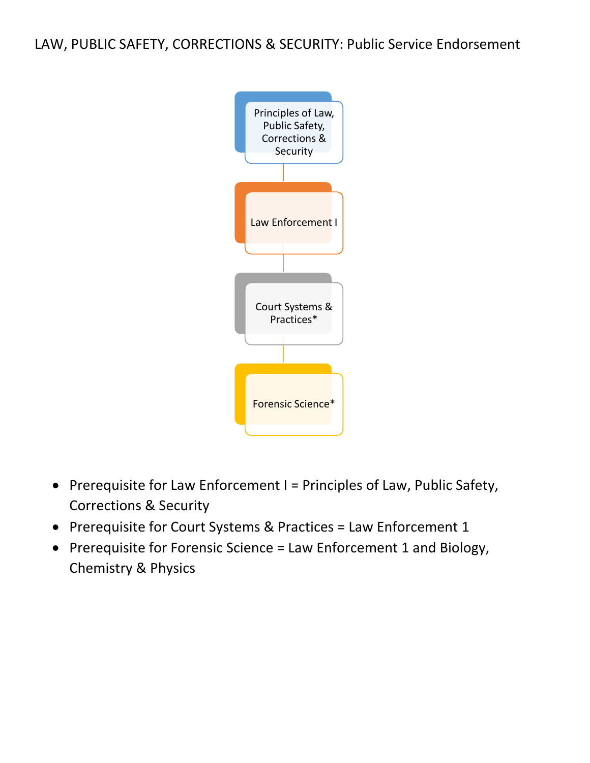LAW, PUBLIC SAFETY, CORRECTIONS & SECURITY: Public Service Endorsement

Principles of Law, Public Safety, Corrections & Security

Law Enforcement I

Court Systems & Practices*

Forensic Science*

- Prerequisite for Law Enforcement I = Principles of Law, Public Safety, Corrections & Security
- Prerequisite for Court Systems & Practices = Law Enforcement 1
- Prerequisite for Forensic Science = Law Enforcement 1 and Biology, Chemistry & Physics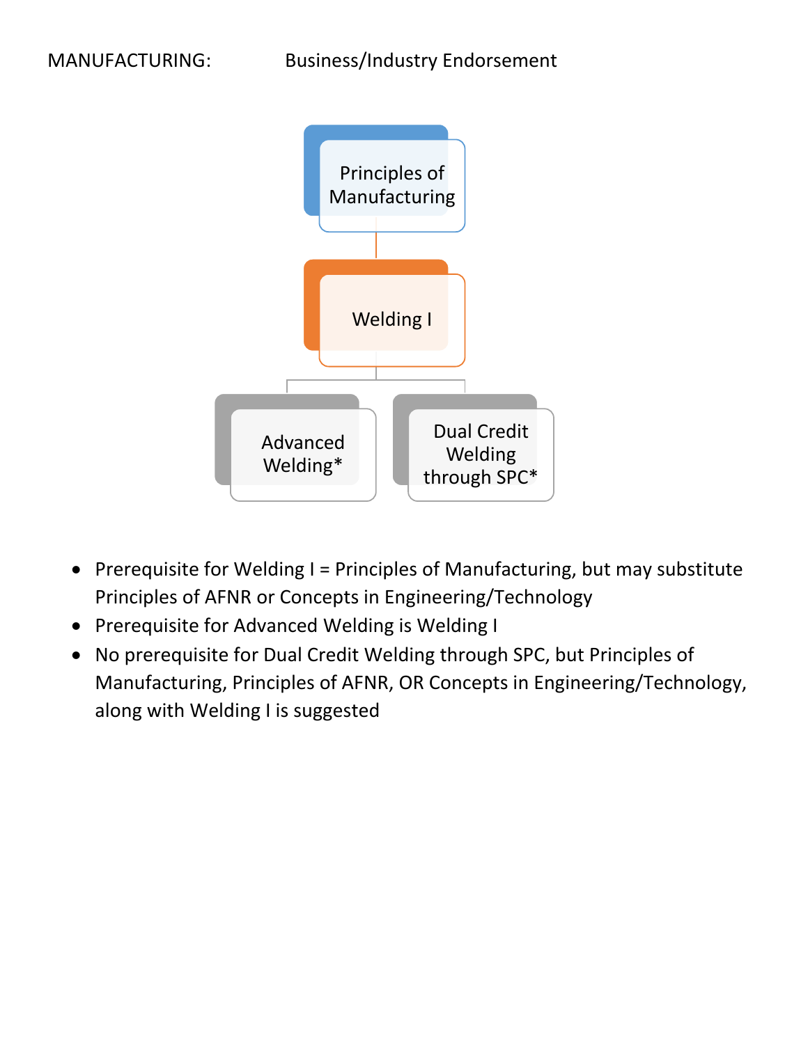MANUFACTURING: Business/Industry Endorsement

Principles of Manufacturing

Welding I

Advanced Welding*

Dual Credit Welding through SPC*

- Prerequisite for Welding I = Principles of Manufacturing, but may substitute Principles of AFNR or Concepts in Engineering/Technology
- Prerequisite for Advanced Welding is Welding I
- No prerequisite for Dual Credit Welding through SPC, but Principles of Manufacturing, Principles of AFNR, OR Concepts in Engineering/Technology, along with Welding I is suggested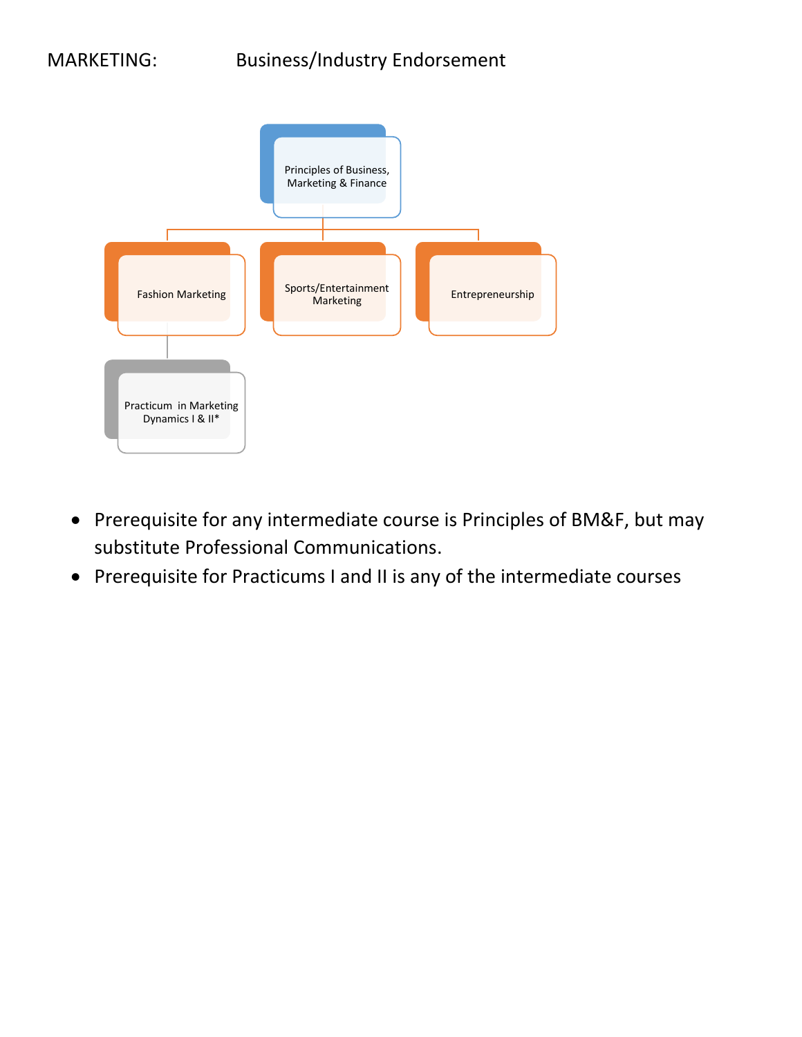# MARKETING: Business/Industry Endorsement

Principles of Business, Marketing & Finance

Fashion Marketing

Sports/Entertainment Marketing

Entrepreneurship

Practicum in Marketing Dynamics I & II*

- Prerequisite for any intermediate course is Principles of BM&F, but may substitute Professional Communications.
- Prerequisite for Practicums I and II is any of the intermediate courses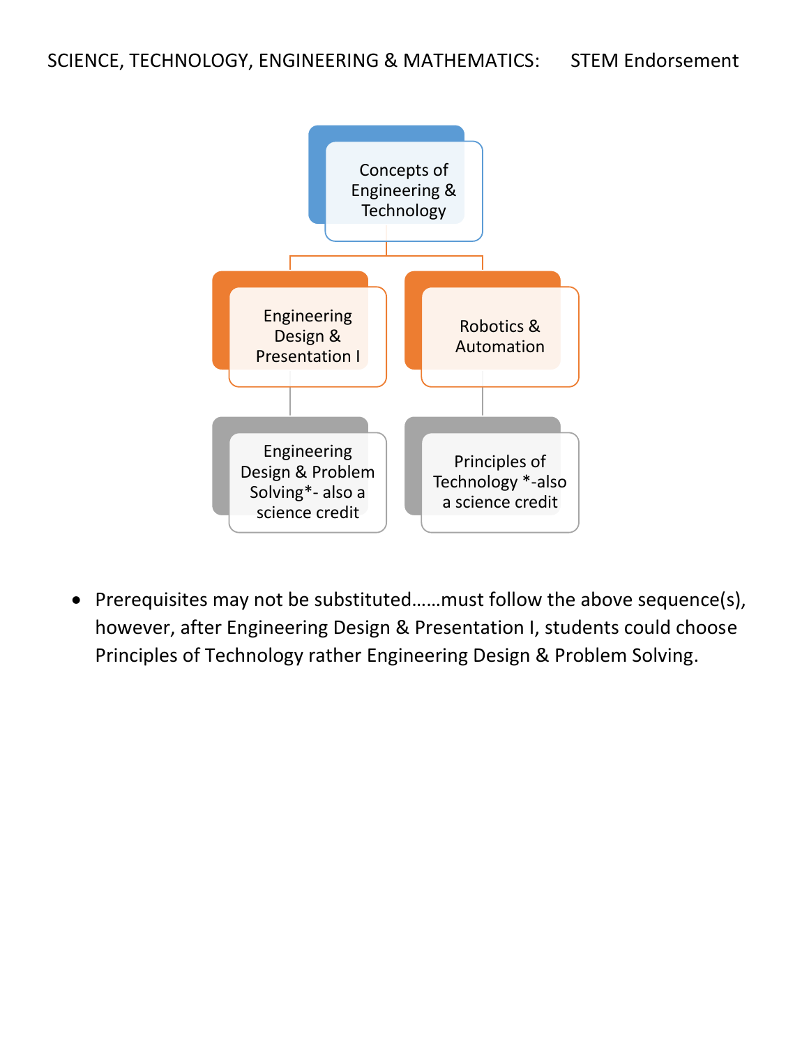SCIENCE, TECHNOLOGY, ENGINEERING & MATHEMATICS: STEM Endorsement

Concepts of Engineering & Technology

- Engineering Design & Presentation I
  - Engineering Design & Problem Solving*- also a science credit
- Robotics & Automation
  - Principles of Technology *-also a science credit

- Prerequisites may not be substituted……must follow the above sequence(s), however, after Engineering Design & Presentation I, students could choose Principles of Technology rather Engineering Design & Problem Solving.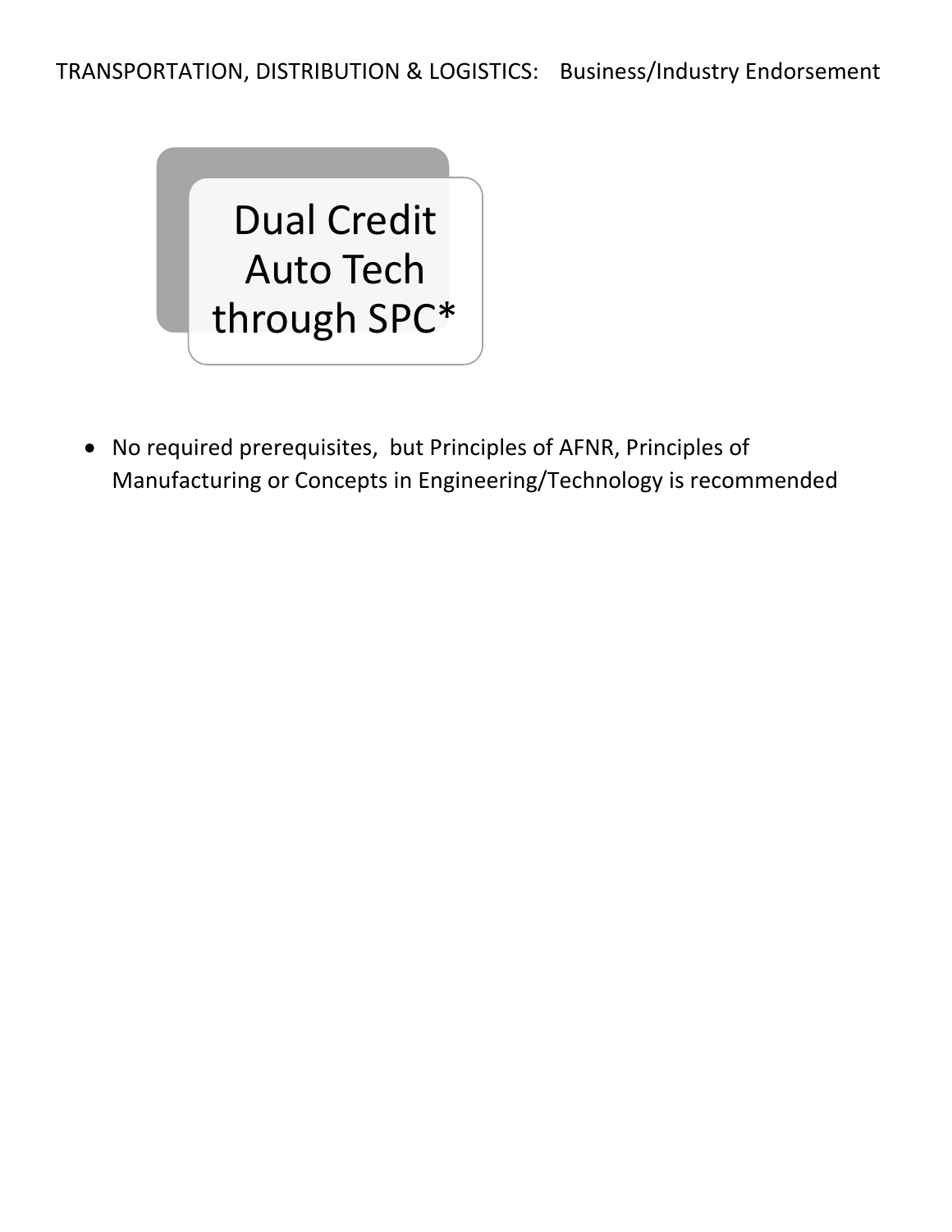TRANSPORTATION, DISTRIBUTION & LOGISTICS: Business/Industry Endorsement

Dual Credit Auto Tech through SPC*

- No required prerequisites, but Principles of AFNR, Principles of Manufacturing or Concepts in Engineering/Technology is recommended